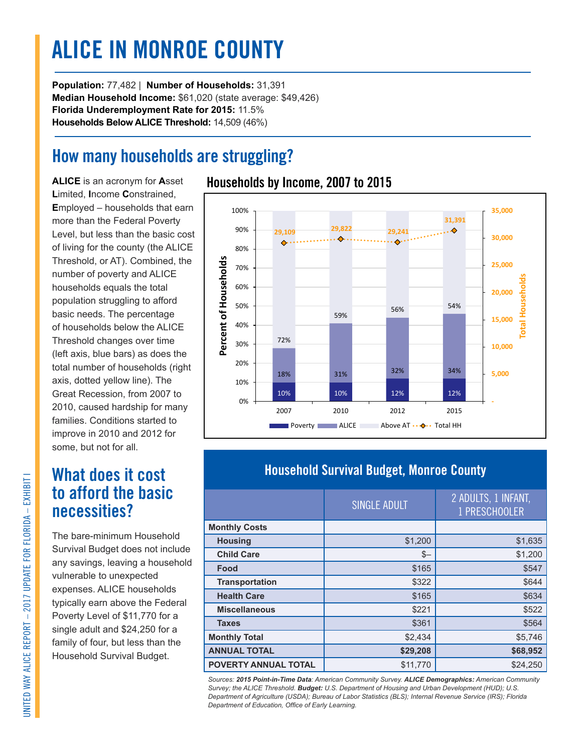# ALICE IN MONROE COUNTY

**Population:** 77,482 | **Number of Households:** 31,391
**Median Household Income:** $61,020 (state average: $49,426)
**Florida Underemployment Rate for 2015:** 11.5%
**Households Below ALICE Threshold:** 14,509 (46%)

## How many households are struggling?

**ALICE** is an acronym for **A**sset **L**imited, **I**ncome **C**onstrained, **E**mployed – households that earn more than the Federal Poverty Level, but less than the basic cost of living for the county (the ALICE Threshold, or AT). Combined, the number of poverty and ALICE households equals the total population struggling to afford basic needs. The percentage of households below the ALICE Threshold changes over time (left axis, blue bars) as does the total number of households (right axis, dotted yellow line). The Great Recession, from 2007 to 2010, caused hardship for many families. Conditions started to improve in 2010 and 2012 for some, but not for all.

### Households by Income, 2007 to 2015

| Year | Poverty | ALICE | Above AT | Total HH |
|---|---|---|---|---|
| 2007 | 10% | 18% | 72% | 29,109 |
| 2010 | 10% | 31% | 59% | 29,822 |
| 2012 | 12% | 32% | 56% | 29,241 |
| 2015 | 12% | 34% | 54% | 31,391 |

## What does it cost to afford the basic necessities?

The bare-minimum Household Survival Budget does not include any savings, leaving a household vulnerable to unexpected expenses. ALICE households typically earn above the Federal Poverty Level of $11,770 for a single adult and $24,250 for a family of four, but less than the Household Survival Budget.

### Household Survival Budget, Monroe County

| | SINGLE ADULT | 2 ADULTS, 1 INFANT, 1 PRESCHOOLER |
|---|---|---|
| **Monthly Costs** | | |
| **Housing** | $1,200 | $1,635 |
| **Child Care** | $– | $1,200 |
| **Food** | $165 | $547 |
| **Transportation** | $322 | $644 |
| **Health Care** | $165 | $634 |
| **Miscellaneous** | $221 | $522 |
| **Taxes** | $361 | $564 |
| **Monthly Total** | $2,434 | $5,746 |
| **ANNUAL TOTAL** | **$29,208** | **$68,952** |
| **POVERTY ANNUAL TOTAL** | $11,770 | $24,250 |

*Sources: **2015 Point-in-Time Data**: American Community Survey. **ALICE Demographics:** American Community Survey; the ALICE Threshold. **Budget:** U.S. Department of Housing and Urban Development (HUD); U.S. Department of Agriculture (USDA); Bureau of Labor Statistics (BLS); Internal Revenue Service (IRS); Florida Department of Education, Office of Early Learning.*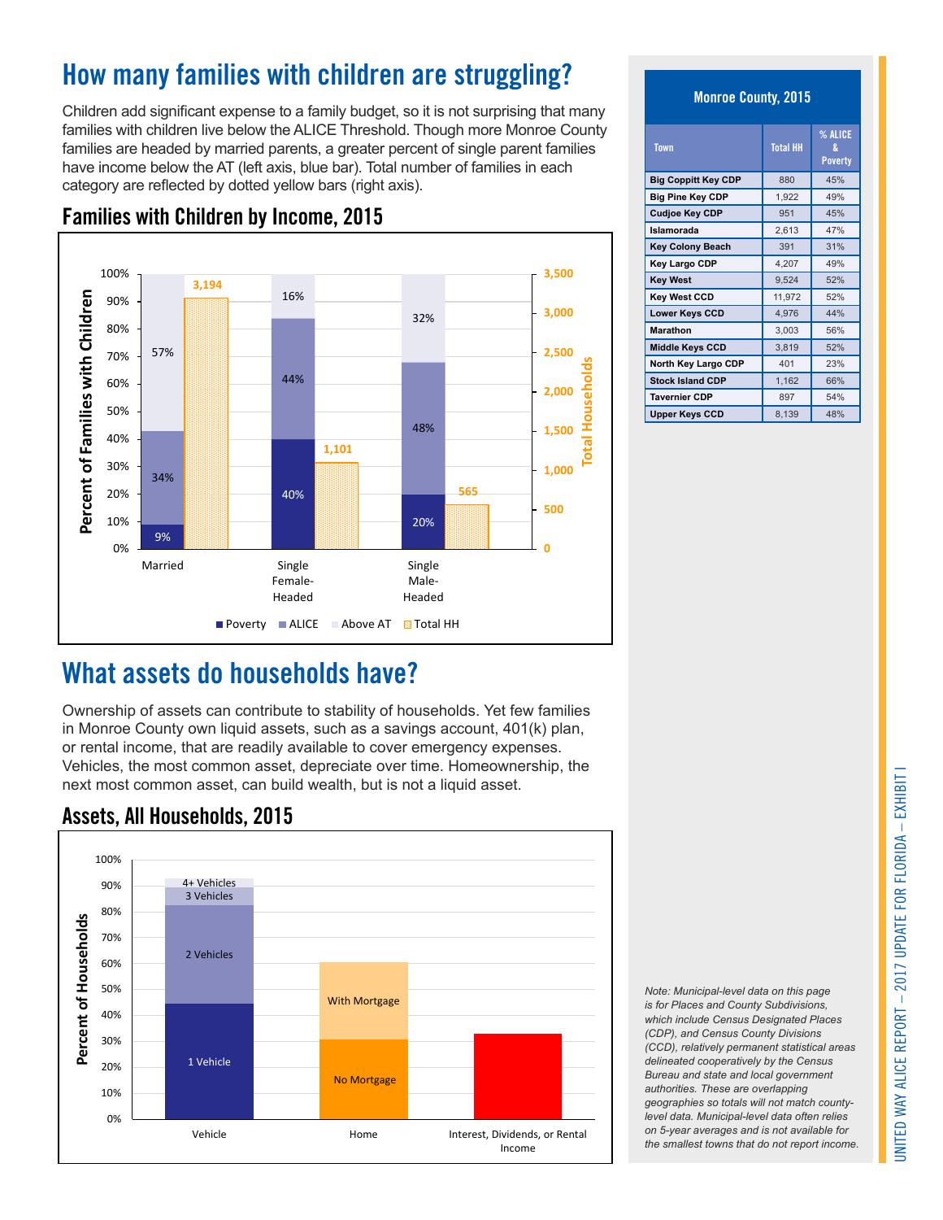# How many families with children are struggling?

Children add significant expense to a family budget, so it is not surprising that many families with children live below the ALICE Threshold. Though more Monroe County families are headed by married parents, a greater percent of single parent families have income below the AT (left axis, blue bar). Total number of families in each category are reflected by dotted yellow bars (right axis).

## Families with Children by Income, 2015

Percent of Families with Children
Total Households

100%
90%
80%
70%
60%
50%
40%
30%
20%
10%
0%

3,500
3,000
2,500
2,000
1,500
1,000
500
0

Married: 9%, 34%, 57%, 3,194
Single Female-Headed: 40%, 44%, 16%, 1,101
Single Male-Headed: 20%, 48%, 32%, 565

Poverty, ALICE, Above AT, Total HH

# What assets do households have?

Ownership of assets can contribute to stability of households. Yet few families in Monroe County own liquid assets, such as a savings account, 401(k) plan, or rental income, that are readily available to cover emergency expenses. Vehicles, the most common asset, depreciate over time. Homeownership, the next most common asset, can build wealth, but is not a liquid asset.

## Assets, All Households, 2015

Percent of Households

100%
90%
80%
70%
60%
50%
40%
30%
20%
10%
0%

Vehicle: 1 Vehicle, 2 Vehicles, 3 Vehicles, 4+ Vehicles
Home: No Mortgage, With Mortgage
Interest, Dividends, or Rental Income

| Monroe County, 2015 | | |
|---|---|---|
| **Town** | **Total HH** | **% ALICE & Poverty** |
| **Big Coppitt Key CDP** | 880 | 45% |
| **Big Pine Key CDP** | 1,922 | 49% |
| **Cudjoe Key CDP** | 951 | 45% |
| **Islamorada** | 2,613 | 47% |
| **Key Colony Beach** | 391 | 31% |
| **Key Largo CDP** | 4,207 | 49% |
| **Key West** | 9,524 | 52% |
| **Key West CCD** | 11,972 | 52% |
| **Lower Keys CCD** | 4,976 | 44% |
| **Marathon** | 3,003 | 56% |
| **Middle Keys CCD** | 3,819 | 52% |
| **North Key Largo CDP** | 401 | 23% |
| **Stock Island CDP** | 1,162 | 66% |
| **Tavernier CDP** | 897 | 54% |
| **Upper Keys CCD** | 8,139 | 48% |

*Note: Municipal-level data on this page is for Places and County Subdivisions, which include Census Designated Places (CDP), and Census County Divisions (CCD), relatively permanent statistical areas delineated cooperatively by the Census Bureau and state and local government authorities. These are overlapping geographies so totals will not match county-level data. Municipal-level data often relies on 5-year averages and is not available for the smallest towns that do not report income.*